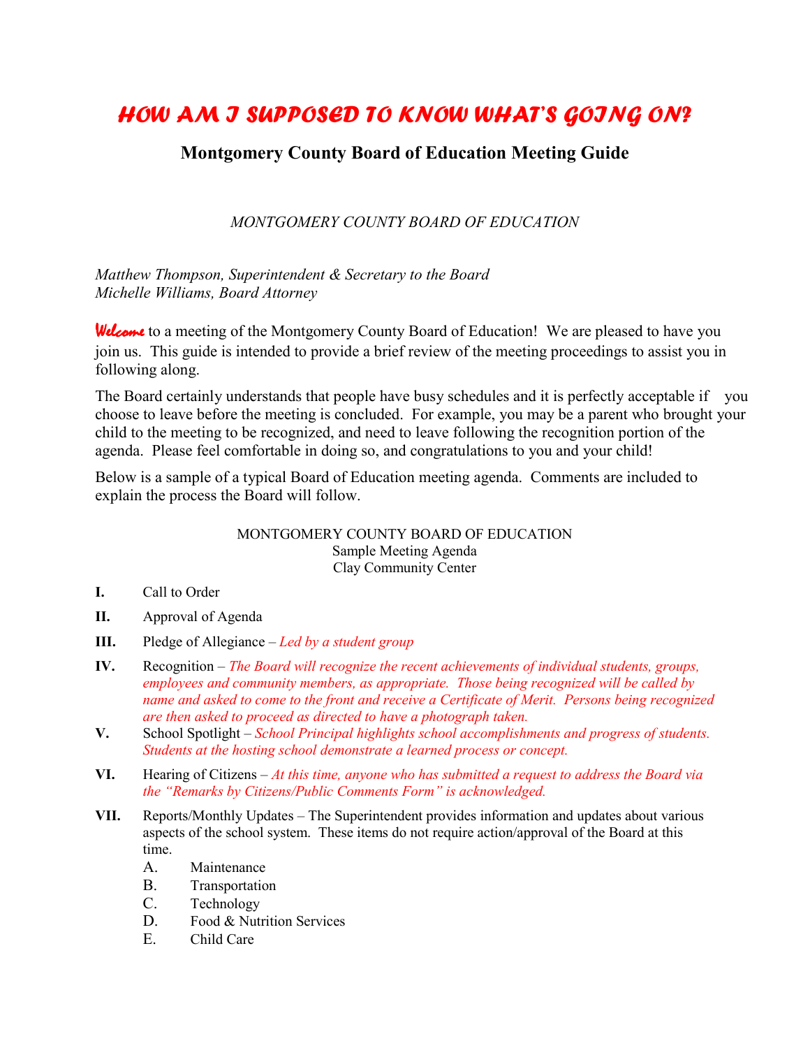# *HOW AM I SUPPOSED TO KNOW WHAT'S GOING ON?*

## Montgomery County Board of Education Meeting Guide

*MONTGOMERY COUNTY BOARD OF EDUCATION*

*Matthew Thompson, Superintendent & Secretary to the Board*
*Michelle Williams, Board Attorney*

*Welcome* to a meeting of the Montgomery County Board of Education! We are pleased to have you join us. This guide is intended to provide a brief review of the meeting proceedings to assist you in following along.

The Board certainly understands that people have busy schedules and it is perfectly acceptable if you choose to leave before the meeting is concluded. For example, you may be a parent who brought your child to the meeting to be recognized, and need to leave following the recognition portion of the agenda. Please feel comfortable in doing so, and congratulations to you and your child!

Below is a sample of a typical Board of Education meeting agenda. Comments are included to explain the process the Board will follow.

MONTGOMERY COUNTY BOARD OF EDUCATION
Sample Meeting Agenda
Clay Community Center

**I.** Call to Order

**II.** Approval of Agenda

**III.** Pledge of Allegiance – *Led by a student group*

**IV.** Recognition – *The Board will recognize the recent achievements of individual students, groups, employees and community members, as appropriate. Those being recognized will be called by name and asked to come to the front and receive a Certificate of Merit. Persons being recognized are then asked to proceed as directed to have a photograph taken.*

**V.** School Spotlight – *School Principal highlights school accomplishments and progress of students. Students at the hosting school demonstrate a learned process or concept.*

**VI.** Hearing of Citizens – *At this time, anyone who has submitted a request to address the Board via the "Remarks by Citizens/Public Comments Form" is acknowledged.*

**VII.** Reports/Monthly Updates – The Superintendent provides information and updates about various aspects of the school system. These items do not require action/approval of the Board at this time.

- A. Maintenance
- B. Transportation
- C. Technology
- D. Food & Nutrition Services
- E. Child Care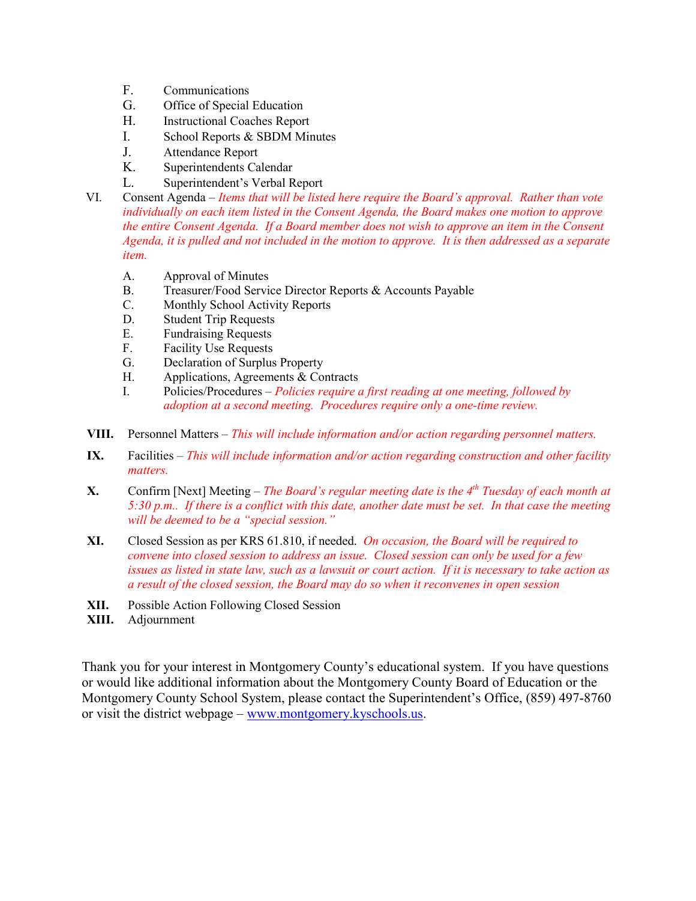F. Communications
G. Office of Special Education
H. Instructional Coaches Report
I. School Reports & SBDM Minutes
J. Attendance Report
K. Superintendents Calendar
L. Superintendent's Verbal Report

VI. Consent Agenda – *Items that will be listed here require the Board's approval. Rather than vote individually on each item listed in the Consent Agenda, the Board makes one motion to approve the entire Consent Agenda. If a Board member does not wish to approve an item in the Consent Agenda, it is pulled and not included in the motion to approve. It is then addressed as a separate item.*

A. Approval of Minutes
B. Treasurer/Food Service Director Reports & Accounts Payable
C. Monthly School Activity Reports
D. Student Trip Requests
E. Fundraising Requests
F. Facility Use Requests
G. Declaration of Surplus Property
H. Applications, Agreements & Contracts
I. Policies/Procedures – *Policies require a first reading at one meeting, followed by adoption at a second meeting. Procedures require only a one-time review.*

**VIII.** Personnel Matters – *This will include information and/or action regarding personnel matters.*

**IX.** Facilities – *This will include information and/or action regarding construction and other facility matters.*

**X.** Confirm [Next] Meeting – *The Board's regular meeting date is the 4th Tuesday of each month at 5:30 p.m.. If there is a conflict with this date, another date must be set. In that case the meeting will be deemed to be a "special session."*

**XI.** Closed Session as per KRS 61.810, if needed. *On occasion, the Board will be required to convene into closed session to address an issue. Closed session can only be used for a few issues as listed in state law, such as a lawsuit or court action. If it is necessary to take action as a result of the closed session, the Board may do so when it reconvenes in open session*

**XII.** Possible Action Following Closed Session

**XIII.** Adjournment

Thank you for your interest in Montgomery County's educational system. If you have questions or would like additional information about the Montgomery County Board of Education or the Montgomery County School System, please contact the Superintendent's Office, (859) 497-8760 or visit the district webpage – [www.montgomery.kyschools.us](http://www.montgomery.kyschools.us).